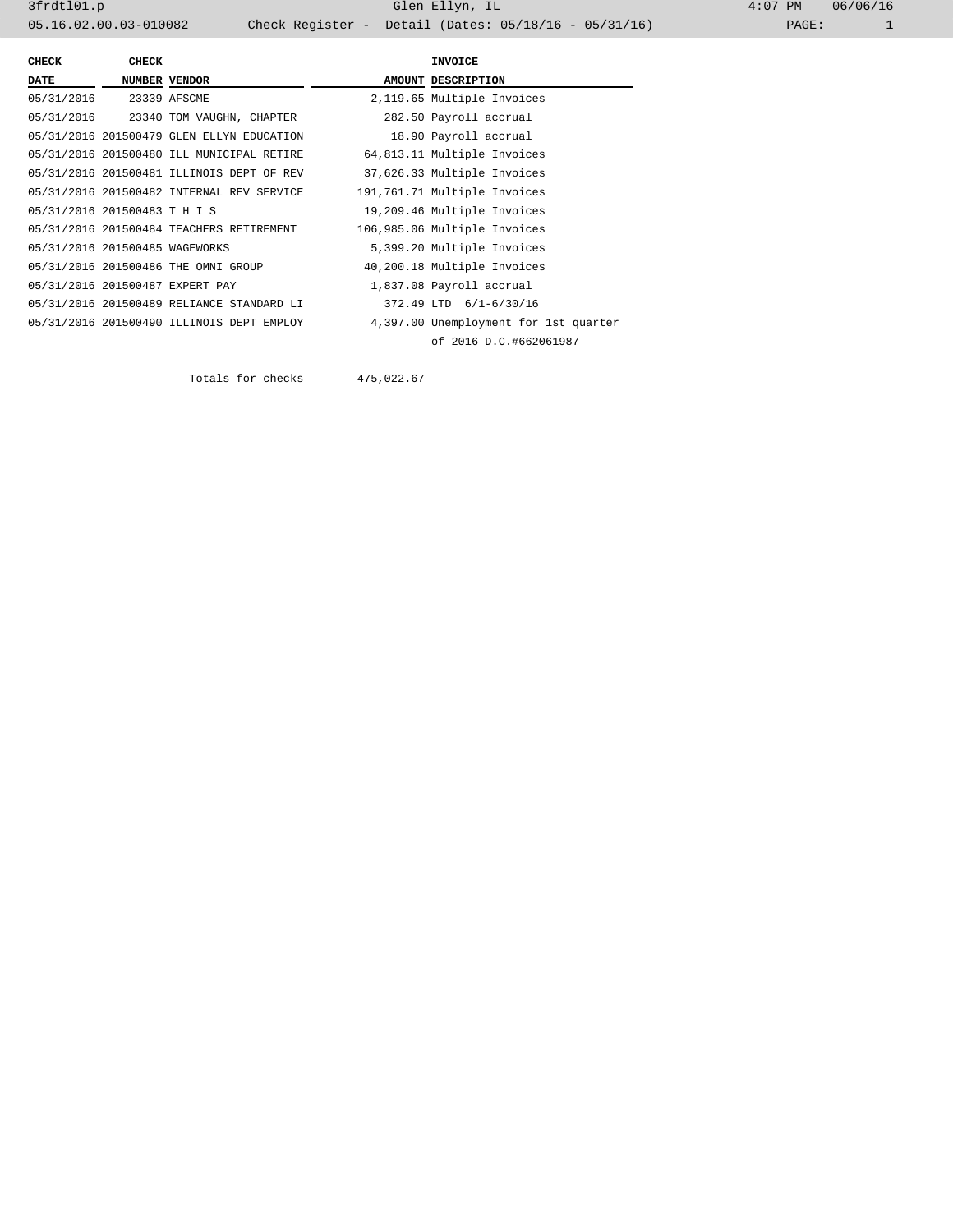# Glen Ellyn, IL

Check Register - Detail (Dates: 05/18/16 - 05/31/16)

| CHECK DATE | CHECK NUMBER | VENDOR | AMOUNT | INVOICE DESCRIPTION |
|---|---|---|---|---|
| 05/31/2016 | 23339 | AFSCME | 2,119.65 | Multiple Invoices |
| 05/31/2016 | 23340 | TOM VAUGHN, CHAPTER | 282.50 | Payroll accrual |
| 05/31/2016 | 201500479 | GLEN ELLYN EDUCATION | 18.90 | Payroll accrual |
| 05/31/2016 | 201500480 | ILL MUNICIPAL RETIRE | 64,813.11 | Multiple Invoices |
| 05/31/2016 | 201500481 | ILLINOIS DEPT OF REV | 37,626.33 | Multiple Invoices |
| 05/31/2016 | 201500482 | INTERNAL REV SERVICE | 191,761.71 | Multiple Invoices |
| 05/31/2016 | 201500483 | T H I S | 19,209.46 | Multiple Invoices |
| 05/31/2016 | 201500484 | TEACHERS RETIREMENT | 106,985.06 | Multiple Invoices |
| 05/31/2016 | 201500485 | WAGEWORKS | 5,399.20 | Multiple Invoices |
| 05/31/2016 | 201500486 | THE OMNI GROUP | 40,200.18 | Multiple Invoices |
| 05/31/2016 | 201500487 | EXPERT PAY | 1,837.08 | Payroll accrual |
| 05/31/2016 | 201500489 | RELIANCE STANDARD LI | 372.49 | LTD 6/1-6/30/16 |
| 05/31/2016 | 201500490 | ILLINOIS DEPT EMPLOY | 4,397.00 | Unemployment for 1st quarter of 2016 D.C.#662061987 |
| | | Totals for checks | 475,022.67 | |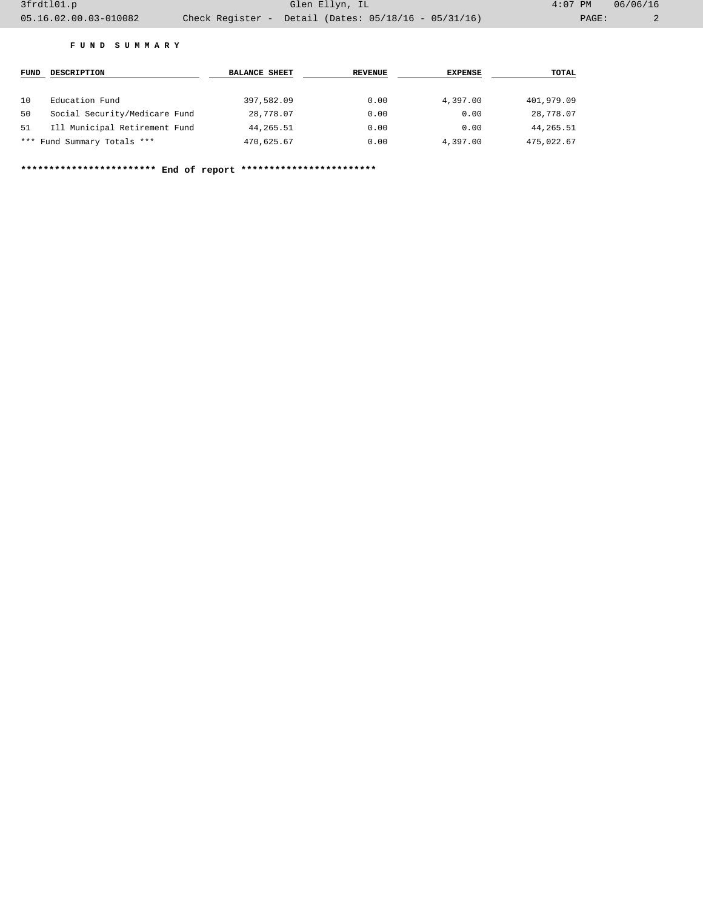**F U N D  S U M M A R Y**

| FUND | DESCRIPTION | BALANCE SHEET | REVENUE | EXPENSE | TOTAL |
|---|---|---|---|---|---|
| 10 | Education Fund | 397,582.09 | 0.00 | 4,397.00 | 401,979.09 |
| 50 | Social Security/Medicare Fund | 28,778.07 | 0.00 | 0.00 | 28,778.07 |
| 51 | Ill Municipal Retirement Fund | 44,265.51 | 0.00 | 0.00 | 44,265.51 |
| *** Fund Summary Totals *** | | 470,625.67 | 0.00 | 4,397.00 | 475,022.67 |

************************ **End of report** ************************